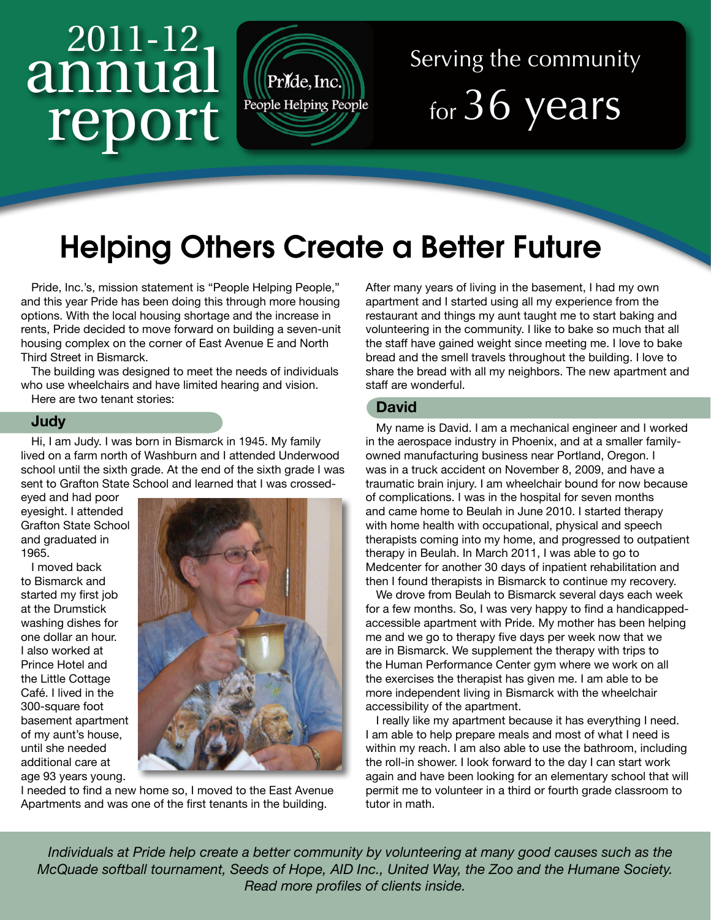# 2011-12 annual report

Pride, Inc.
People Helping People

Serving the community for 36 years

## Helping Others Create a Better Future

Pride, Inc.'s, mission statement is "People Helping People," and this year Pride has been doing this through more housing options. With the local housing shortage and the increase in rents, Pride decided to move forward on building a seven-unit housing complex on the corner of East Avenue E and North Third Street in Bismarck.

The building was designed to meet the needs of individuals who use wheelchairs and have limited hearing and vision.

Here are two tenant stories:

### Judy

Hi, I am Judy. I was born in Bismarck in 1945. My family lived on a farm north of Washburn and I attended Underwood school until the sixth grade. At the end of the sixth grade I was sent to Grafton State School and learned that I was cross-eyed and had poor eyesight. I attended Grafton State School and graduated in 1965.

I moved back to Bismarck and started my first job at the Drumstick washing dishes for one dollar an hour. I also worked at Prince Hotel and the Little Cottage Café. I lived in the 300-square foot basement apartment of my aunt's house, until she needed additional care at age 93 years young. I needed to find a new home so, I moved to the East Avenue Apartments and was one of the first tenants in the building.

After many years of living in the basement, I had my own apartment and I started using all my experience from the restaurant and things my aunt taught me to start baking and volunteering in the community. I like to bake so much that all the staff have gained weight since meeting me. I love to bake bread and the smell travels throughout the building. I love to share the bread with all my neighbors. The new apartment and staff are wonderful.

### David

My name is David. I am a mechanical engineer and I worked in the aerospace industry in Phoenix, and at a smaller family-owned manufacturing business near Portland, Oregon. I was in a truck accident on November 8, 2009, and have a traumatic brain injury. I am wheelchair bound for now because of complications. I was in the hospital for seven months and came home to Beulah in June 2010. I started therapy with home health with occupational, physical and speech therapists coming into my home, and progressed to outpatient therapy in Beulah. In March 2011, I was able to go to Medcenter for another 30 days of inpatient rehabilitation and then I found therapists in Bismarck to continue my recovery.

We drove from Beulah to Bismarck several days each week for a few months. So, I was very happy to find a handicapped-accessible apartment with Pride. My mother has been helping me and we go to therapy five days per week now that we are in Bismarck. We supplement the therapy with trips to the Human Performance Center gym where we work on all the exercises the therapist has given me. I am able to be more independent living in Bismarck with the wheelchair accessibility of the apartment.

I really like my apartment because it has everything I need. I am able to help prepare meals and most of what I need is within my reach. I am also able to use the bathroom, including the roll-in shower. I look forward to the day I can start work again and have been looking for an elementary school that will permit me to volunteer in a third or fourth grade classroom to tutor in math.

*Individuals at Pride help create a better community by volunteering at many good causes such as the McQuade softball tournament, Seeds of Hope, AID Inc., United Way, the Zoo and the Humane Society. Read more profiles of clients inside.*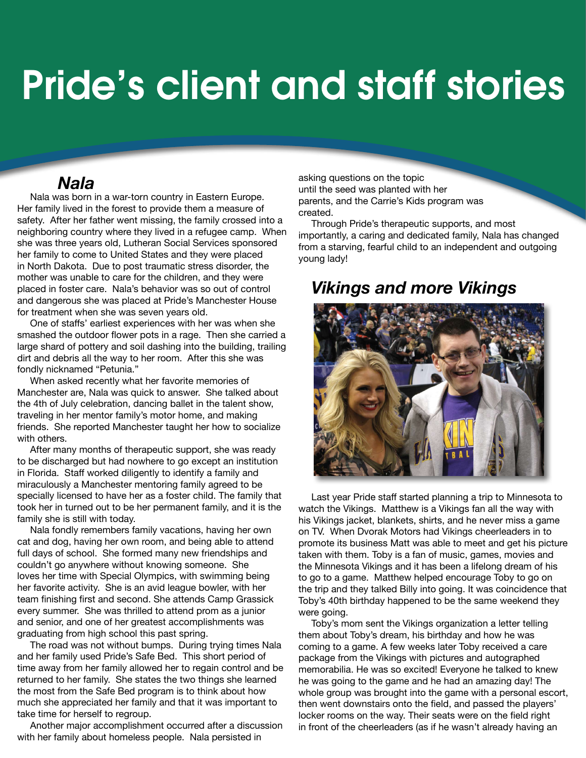# Pride's client and staff stories

## *Nala*

Nala was born in a war-torn country in Eastern Europe. Her family lived in the forest to provide them a measure of safety. After her father went missing, the family crossed into a neighboring country where they lived in a refugee camp. When she was three years old, Lutheran Social Services sponsored her family to come to United States and they were placed in North Dakota. Due to post traumatic stress disorder, the mother was unable to care for the children, and they were placed in foster care. Nala's behavior was so out of control and dangerous she was placed at Pride's Manchester House for treatment when she was seven years old.

One of staffs' earliest experiences with her was when she smashed the outdoor flower pots in a rage. Then she carried a large shard of pottery and soil dashing into the building, trailing dirt and debris all the way to her room. After this she was fondly nicknamed "Petunia."

When asked recently what her favorite memories of Manchester are, Nala was quick to answer. She talked about the 4th of July celebration, dancing ballet in the talent show, traveling in her mentor family's motor home, and making friends. She reported Manchester taught her how to socialize with others.

After many months of therapeutic support, she was ready to be discharged but had nowhere to go except an institution in Florida. Staff worked diligently to identify a family and miraculously a Manchester mentoring family agreed to be specially licensed to have her as a foster child. The family that took her in turned out to be her permanent family, and it is the family she is still with today.

Nala fondly remembers family vacations, having her own cat and dog, having her own room, and being able to attend full days of school. She formed many new friendships and couldn't go anywhere without knowing someone. She loves her time with Special Olympics, with swimming being her favorite activity. She is an avid league bowler, with her team finishing first and second. She attends Camp Grassick every summer. She was thrilled to attend prom as a junior and senior, and one of her greatest accomplishments was graduating from high school this past spring.

The road was not without bumps. During trying times Nala and her family used Pride's Safe Bed. This short period of time away from her family allowed her to regain control and be returned to her family. She states the two things she learned the most from the Safe Bed program is to think about how much she appreciated her family and that it was important to take time for herself to regroup.

Another major accomplishment occurred after a discussion with her family about homeless people. Nala persisted in asking questions on the topic until the seed was planted with her parents, and the Carrie's Kids program was created.

Through Pride's therapeutic supports, and most importantly, a caring and dedicated family, Nala has changed from a starving, fearful child to an independent and outgoing young lady!

## *Vikings and more Vikings*

Last year Pride staff started planning a trip to Minnesota to watch the Vikings. Matthew is a Vikings fan all the way with his Vikings jacket, blankets, shirts, and he never miss a game on TV. When Dvorak Motors had Vikings cheerleaders in to promote its business Matt was able to meet and get his picture taken with them. Toby is a fan of music, games, movies and the Minnesota Vikings and it has been a lifelong dream of his to go to a game. Matthew helped encourage Toby to go on the trip and they talked Billy into going. It was coincidence that Toby's 40th birthday happened to be the same weekend they were going.

Toby's mom sent the Vikings organization a letter telling them about Toby's dream, his birthday and how he was coming to a game. A few weeks later Toby received a care package from the Vikings with pictures and autographed memorabilia. He was so excited! Everyone he talked to knew he was going to the game and he had an amazing day! The whole group was brought into the game with a personal escort, then went downstairs onto the field, and passed the players' locker rooms on the way. Their seats were on the field right in front of the cheerleaders (as if he wasn't already having an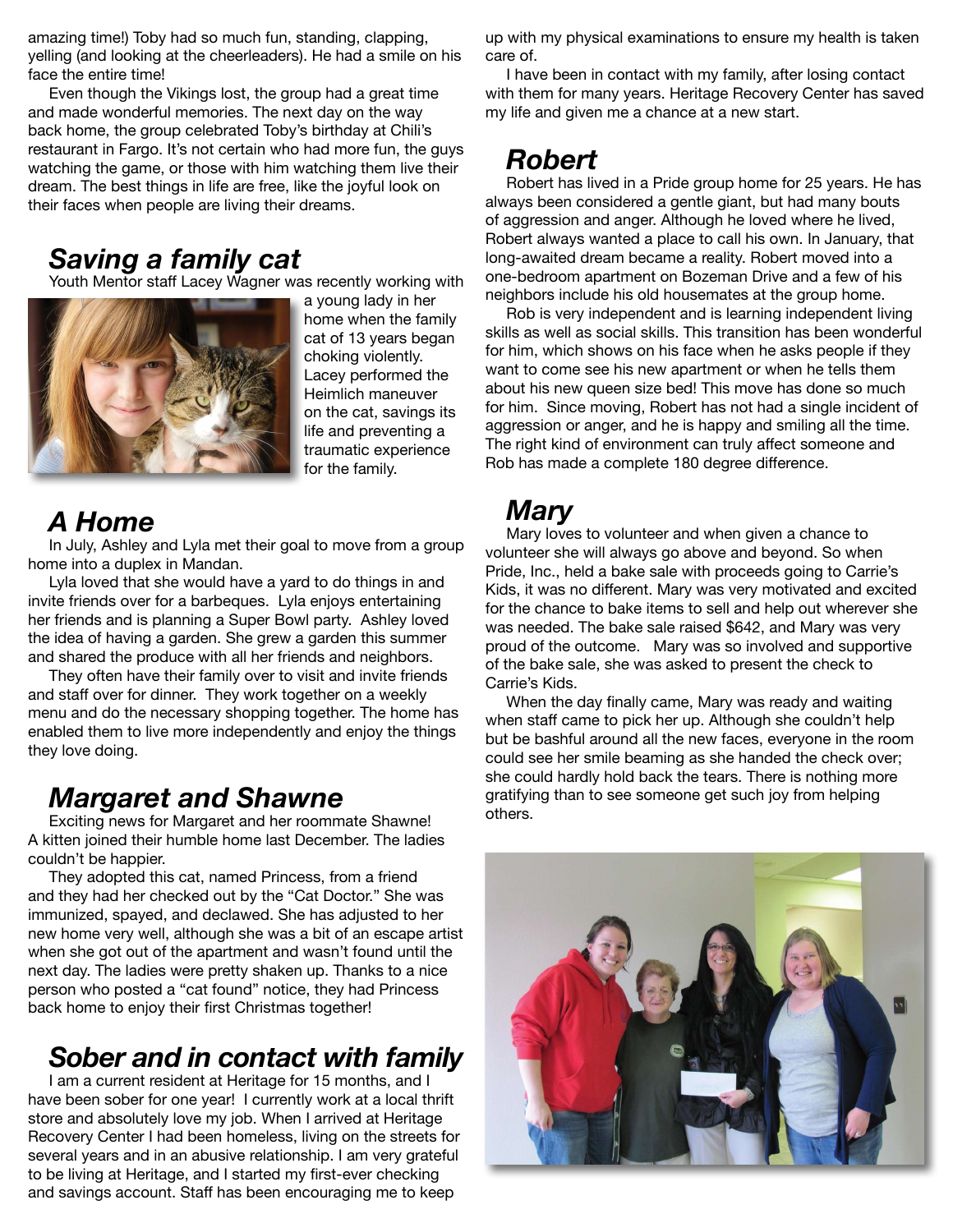amazing time!) Toby had so much fun, standing, clapping, yelling (and looking at the cheerleaders). He had a smile on his face the entire time!

Even though the Vikings lost, the group had a great time and made wonderful memories. The next day on the way back home, the group celebrated Toby's birthday at Chili's restaurant in Fargo. It's not certain who had more fun, the guys watching the game, or those with him watching them live their dream. The best things in life are free, like the joyful look on their faces when people are living their dreams.

## *Saving a family cat*

Youth Mentor staff Lacey Wagner was recently working with a young lady in her home when the family cat of 13 years began choking violently. Lacey performed the Heimlich maneuver on the cat, savings its life and preventing a traumatic experience for the family.

## *A Home*

In July, Ashley and Lyla met their goal to move from a group home into a duplex in Mandan.

Lyla loved that she would have a yard to do things in and invite friends over for a barbeques. Lyla enjoys entertaining her friends and is planning a Super Bowl party. Ashley loved the idea of having a garden. She grew a garden this summer and shared the produce with all her friends and neighbors.

They often have their family over to visit and invite friends and staff over for dinner. They work together on a weekly menu and do the necessary shopping together. The home has enabled them to live more independently and enjoy the things they love doing.

## *Margaret and Shawne*

Exciting news for Margaret and her roommate Shawne! A kitten joined their humble home last December. The ladies couldn't be happier.

They adopted this cat, named Princess, from a friend and they had her checked out by the "Cat Doctor." She was immunized, spayed, and declawed. She has adjusted to her new home very well, although she was a bit of an escape artist when she got out of the apartment and wasn't found until the next day. The ladies were pretty shaken up. Thanks to a nice person who posted a "cat found" notice, they had Princess back home to enjoy their first Christmas together!

## *Sober and in contact with family*

I am a current resident at Heritage for 15 months, and I have been sober for one year! I currently work at a local thrift store and absolutely love my job. When I arrived at Heritage Recovery Center I had been homeless, living on the streets for several years and in an abusive relationship. I am very grateful to be living at Heritage, and I started my first-ever checking and savings account. Staff has been encouraging me to keep up with my physical examinations to ensure my health is taken care of.

I have been in contact with my family, after losing contact with them for many years. Heritage Recovery Center has saved my life and given me a chance at a new start.

## *Robert*

Robert has lived in a Pride group home for 25 years. He has always been considered a gentle giant, but had many bouts of aggression and anger. Although he loved where he lived, Robert always wanted a place to call his own. In January, that long-awaited dream became a reality. Robert moved into a one-bedroom apartment on Bozeman Drive and a few of his neighbors include his old housemates at the group home.

Rob is very independent and is learning independent living skills as well as social skills. This transition has been wonderful for him, which shows on his face when he asks people if they want to come see his new apartment or when he tells them about his new queen size bed! This move has done so much for him. Since moving, Robert has not had a single incident of aggression or anger, and he is happy and smiling all the time. The right kind of environment can truly affect someone and Rob has made a complete 180 degree difference.

## *Mary*

Mary loves to volunteer and when given a chance to volunteer she will always go above and beyond. So when Pride, Inc., held a bake sale with proceeds going to Carrie's Kids, it was no different. Mary was very motivated and excited for the chance to bake items to sell and help out wherever she was needed. The bake sale raised $642, and Mary was very proud of the outcome. Mary was so involved and supportive of the bake sale, she was asked to present the check to Carrie's Kids.

When the day finally came, Mary was ready and waiting when staff came to pick her up. Although she couldn't help but be bashful around all the new faces, everyone in the room could see her smile beaming as she handed the check over; she could hardly hold back the tears. There is nothing more gratifying than to see someone get such joy from helping others.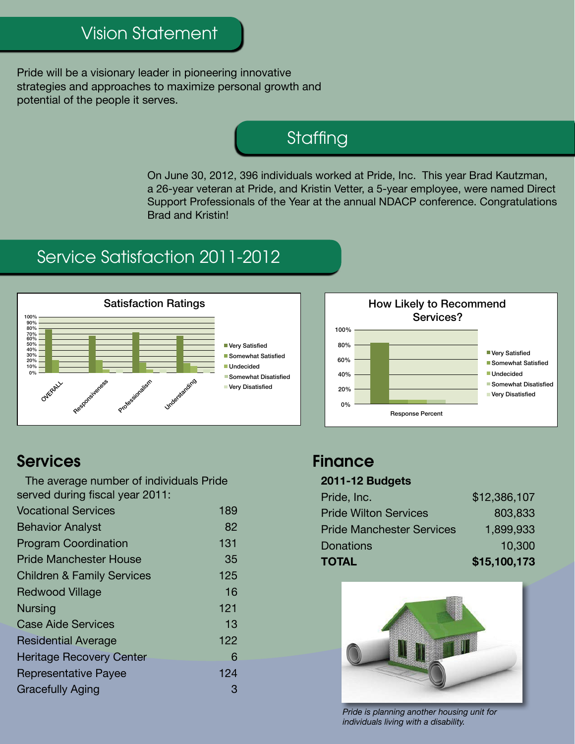## Vision Statement

Pride will be a visionary leader in pioneering innovative strategies and approaches to maximize personal growth and potential of the people it serves.

## Staffing

On June 30, 2012, 396 individuals worked at Pride, Inc. This year Brad Kautzman, a 26-year veteran at Pride, and Kristin Vetter, a 5-year employee, were named Direct Support Professionals of the Year at the annual NDACP conference. Congratulations Brad and Kristin!

## Service Satisfaction 2011-2012

## Services

The average number of individuals Pride served during fiscal year 2011:

| Service | Number |
|---|---|
| Vocational Services | 189 |
| Behavior Analyst | 82 |
| Program Coordination | 131 |
| Pride Manchester House | 35 |
| Children & Family Services | 125 |
| Redwood Village | 16 |
| Nursing | 121 |
| Case Aide Services | 13 |
| Residential Average | 122 |
| Heritage Recovery Center | 6 |
| Representative Payee | 124 |
| Gracefully Aging | 3 |

## Finance

**2011-12 Budgets**

| | |
|---|---|
| Pride, Inc. | $12,386,107 |
| Pride Wilton Services | 803,833 |
| Pride Manchester Services | 1,899,933 |
| Donations | 10,300 |
| **TOTAL** | **$15,100,173** |

*Pride is planning another housing unit for individuals living with a disability.*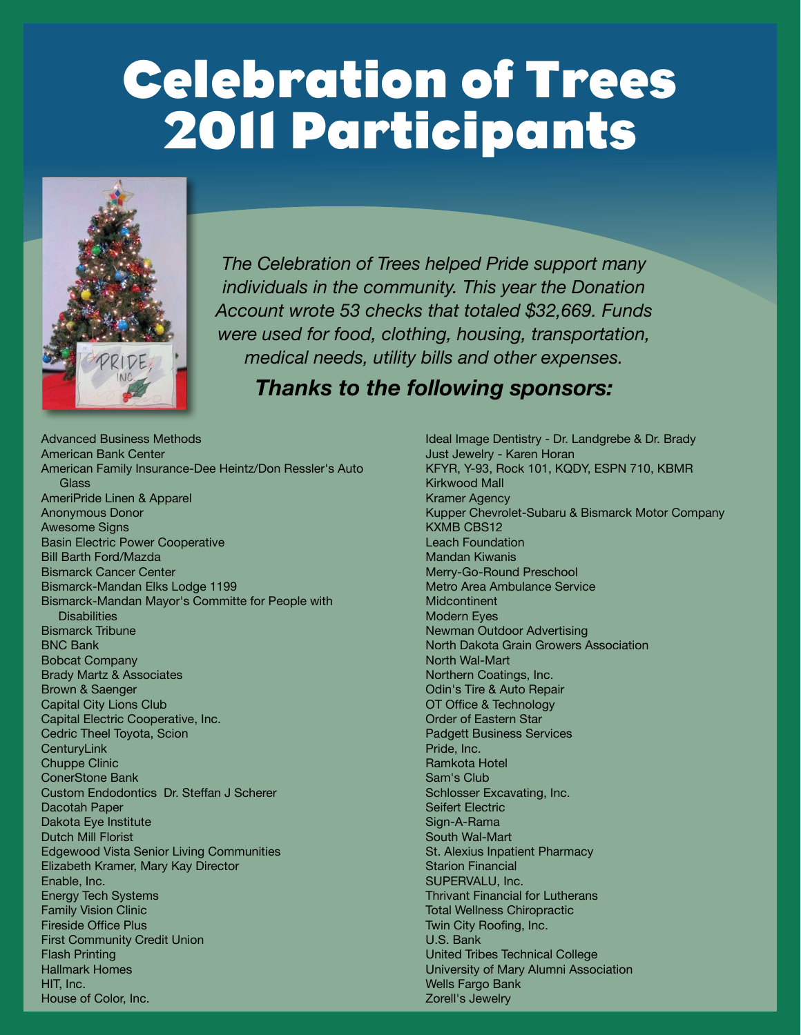# Celebration of Trees 2011 Participants

*The Celebration of Trees helped Pride support many individuals in the community. This year the Donation Account wrote 53 checks that totaled $32,669. Funds were used for food, clothing, housing, transportation, medical needs, utility bills and other expenses.*

***Thanks to the following sponsors:***

Advanced Business Methods
American Bank Center
American Family Insurance-Dee Heintz/Don Ressler's Auto Glass
AmeriPride Linen & Apparel
Anonymous Donor
Awesome Signs
Basin Electric Power Cooperative
Bill Barth Ford/Mazda
Bismarck Cancer Center
Bismarck-Mandan Elks Lodge 1199
Bismarck-Mandan Mayor's Committe for People with Disabilities
Bismarck Tribune
BNC Bank
Bobcat Company
Brady Martz & Associates
Brown & Saenger
Capital City Lions Club
Capital Electric Cooperative, Inc.
Cedric Theel Toyota, Scion
CenturyLink
Chuppe Clinic
ConerStone Bank
Custom Endodontics Dr. Steffan J Scherer
Dacotah Paper
Dakota Eye Institute
Dutch Mill Florist
Edgewood Vista Senior Living Communities
Elizabeth Kramer, Mary Kay Director
Enable, Inc.
Energy Tech Systems
Family Vision Clinic
Fireside Office Plus
First Community Credit Union
Flash Printing
Hallmark Homes
HIT, Inc.
House of Color, Inc.
Ideal Image Dentistry - Dr. Landgrebe & Dr. Brady
Just Jewelry - Karen Horan
KFYR, Y-93, Rock 101, KQDY, ESPN 710, KBMR
Kirkwood Mall
Kramer Agency
Kupper Chevrolet-Subaru & Bismarck Motor Company
KXMB CBS12
Leach Foundation
Mandan Kiwanis
Merry-Go-Round Preschool
Metro Area Ambulance Service
Midcontinent
Modern Eyes
Newman Outdoor Advertising
North Dakota Grain Growers Association
North Wal-Mart
Northern Coatings, Inc.
Odin's Tire & Auto Repair
OT Office & Technology
Order of Eastern Star
Padgett Business Services
Pride, Inc.
Ramkota Hotel
Sam's Club
Schlosser Excavating, Inc.
Seifert Electric
Sign-A-Rama
South Wal-Mart
St. Alexius Inpatient Pharmacy
Starion Financial
SUPERVALU, Inc.
Thrivant Financial for Lutherans
Total Wellness Chiropractic
Twin City Roofing, Inc.
U.S. Bank
United Tribes Technical College
University of Mary Alumni Association
Wells Fargo Bank
Zorell's Jewelry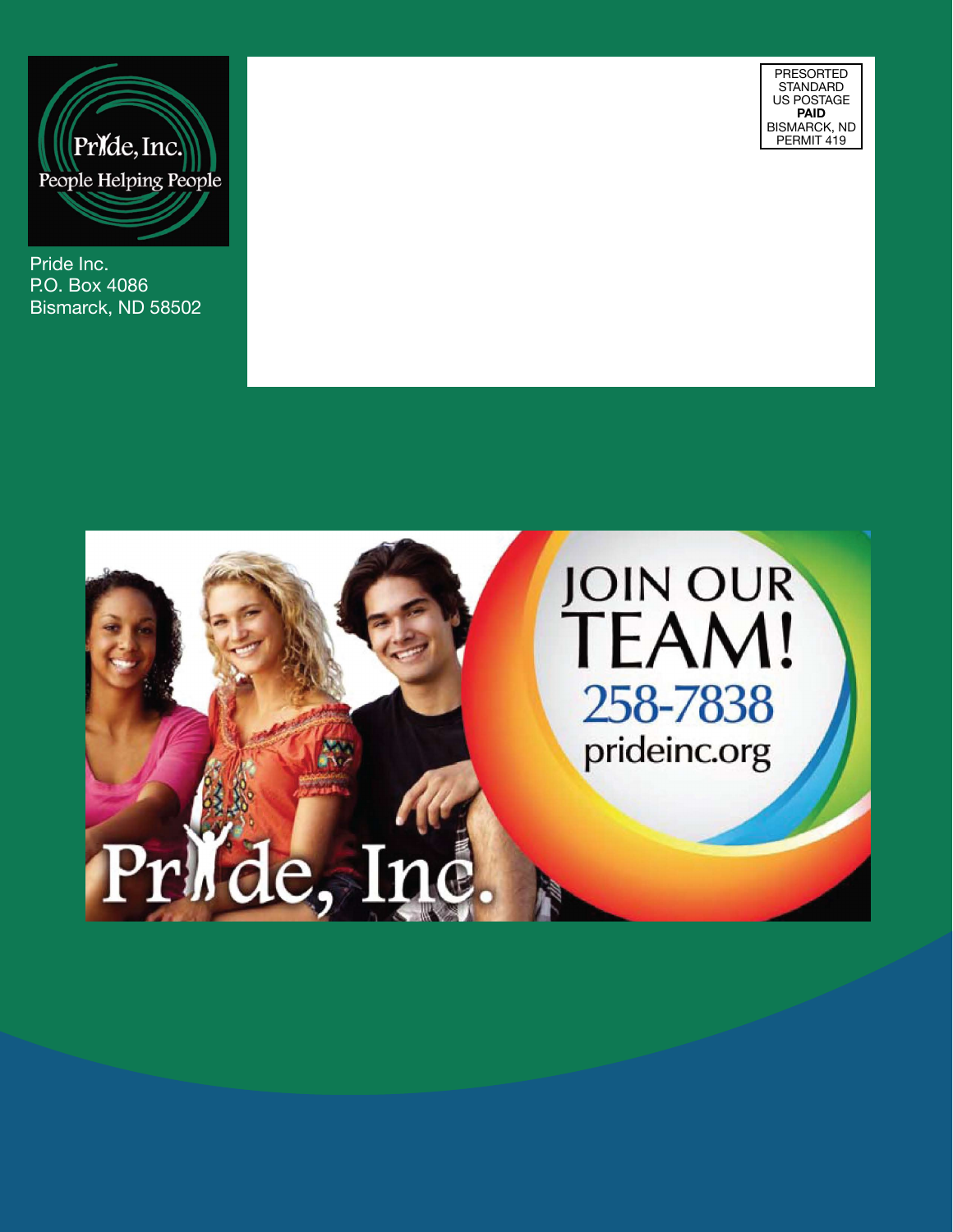Pride, Inc.
People Helping People

Pride Inc.
P.O. Box 4086
Bismarck, ND 58502

PRESORTED
STANDARD
US POSTAGE
**PAID**
BISMARCK, ND
PERMIT 419

JOIN OUR
TEAM!
258-7838
prideinc.org

Pride, Inc.